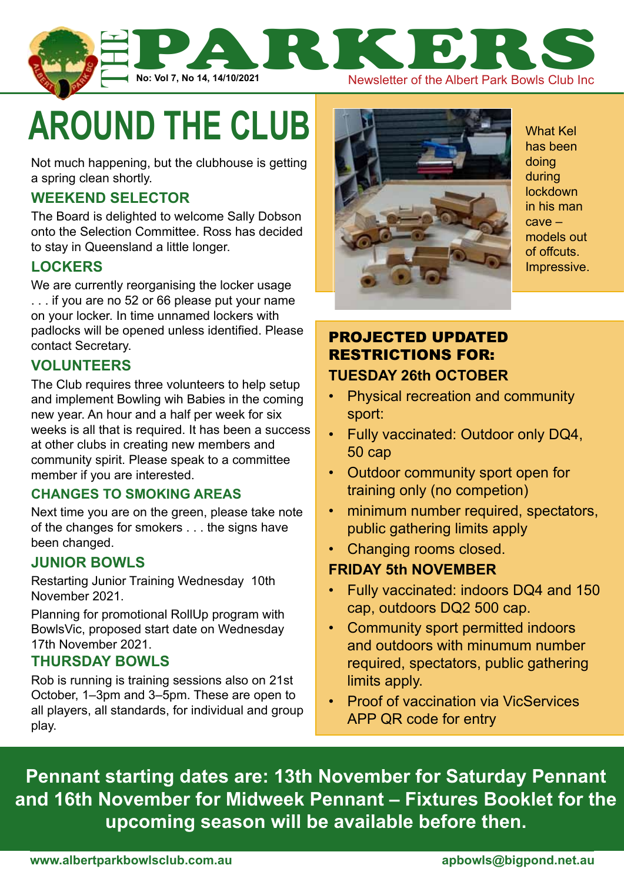# THE PARKERS

No: Vol 7, No 14, 14/10/2021

Newsletter of the Albert Park Bowls Club Inc

## AROUND THE CLUB

Not much happening, but the clubhouse is getting a spring clean shortly.

### WEEKEND SELECTOR

The Board is delighted to welcome Sally Dobson onto the Selection Committee. Ross has decided to stay in Queensland a little longer.

### LOCKERS

We are currently reorganising the locker usage . . . if you are no 52 or 66 please put your name on your locker. In time unnamed lockers with padlocks will be opened unless identified. Please contact Secretary.

### VOLUNTEERS

The Club requires three volunteers to help setup and implement Bowling wih Babies in the coming new year. An hour and a half per week for six weeks is all that is required. It has been a success at other clubs in creating new members and community spirit. Please speak to a committee member if you are interested.

### CHANGES TO SMOKING AREAS

Next time you are on the green, please take note of the changes for smokers . . . the signs have been changed.

### JUNIOR BOWLS

Restarting Junior Training Wednesday 10th November 2021.

Planning for promotional RollUp program with BowlsVic, proposed start date on Wednesday 17th November 2021.

### THURSDAY BOWLS

Rob is running is training sessions also on 21st October, 1–3pm and 3–5pm. These are open to all players, all standards, for individual and group play.

What Kel has been doing during lockdown in his man cave – models out of offcuts. Impressive.

### PROJECTED UPDATED RESTRICTIONS FOR:

**TUESDAY 26th OCTOBER**

- Physical recreation and community sport:
- Fully vaccinated: Outdoor only DQ4, 50 cap
- Outdoor community sport open for training only (no competion)
- minimum number required, spectators, public gathering limits apply
- Changing rooms closed.

**FRIDAY 5th NOVEMBER**

- Fully vaccinated: indoors DQ4 and 150 cap, outdoors DQ2 500 cap.
- Community sport permitted indoors and outdoors with minumum number required, spectators, public gathering limits apply.
- Proof of vaccination via VicServices APP QR code for entry

**Pennant starting dates are: 13th November for Saturday Pennant and 16th November for Midweek Pennant – Fixtures Booklet for the upcoming season will be available before then.**

www.albertparkbowlsclub.com.au apbowls@bigpond.net.au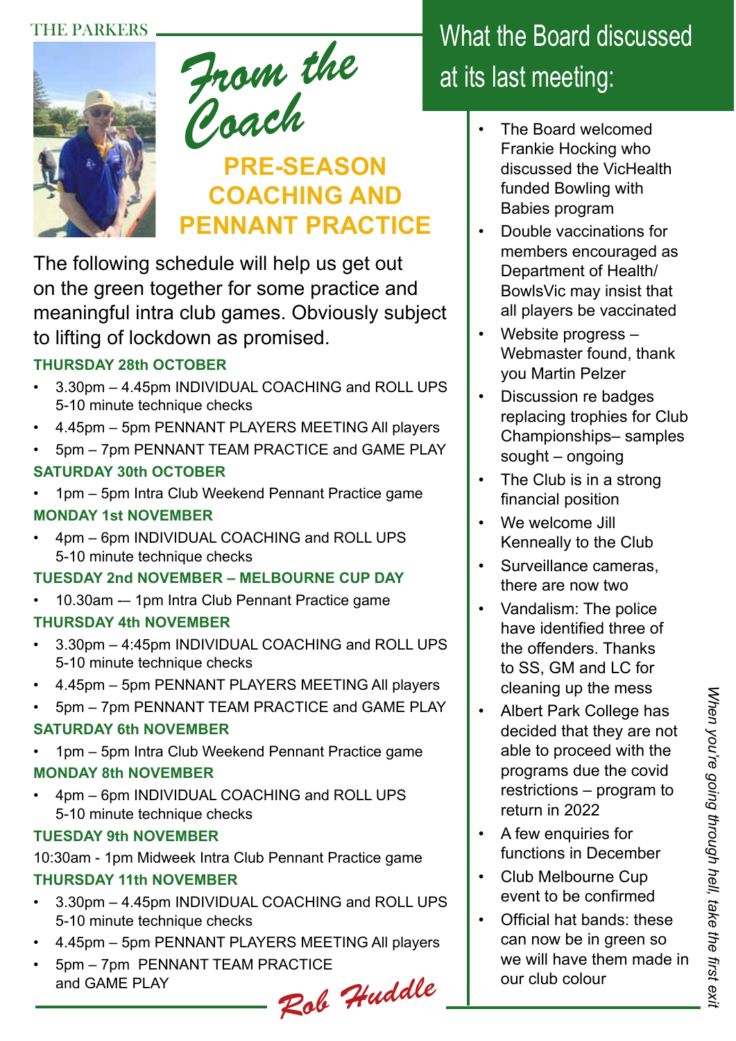THE PARKERS

# From the Coach

## PRE-SEASON COACHING AND PENNANT PRACTICE

The following schedule will help us get out on the green together for some practice and meaningful intra club games. Obviously subject to lifting of lockdown as promised.

**THURSDAY 28th OCTOBER**

- 3.30pm – 4.45pm INDIVIDUAL COACHING and ROLL UPS 5-10 minute technique checks
- 4.45pm – 5pm PENNANT PLAYERS MEETING All players
- 5pm – 7pm PENNANT TEAM PRACTICE and GAME PLAY

**SATURDAY 30th OCTOBER**

- 1pm – 5pm Intra Club Weekend Pennant Practice game

**MONDAY 1st NOVEMBER**

- 4pm – 6pm INDIVIDUAL COACHING and ROLL UPS 5-10 minute technique checks

**TUESDAY 2nd NOVEMBER – MELBOURNE CUP DAY**

- 10.30am -– 1pm Intra Club Pennant Practice game

**THURSDAY 4th NOVEMBER**

- 3.30pm – 4:45pm INDIVIDUAL COACHING and ROLL UPS 5-10 minute technique checks
- 4.45pm – 5pm PENNANT PLAYERS MEETING All players
- 5pm – 7pm PENNANT TEAM PRACTICE and GAME PLAY

**SATURDAY 6th NOVEMBER**

- 1pm – 5pm Intra Club Weekend Pennant Practice game

**MONDAY 8th NOVEMBER**

- 4pm – 6pm INDIVIDUAL COACHING and ROLL UPS 5-10 minute technique checks

**TUESDAY 9th NOVEMBER**

10:30am - 1pm Midweek Intra Club Pennant Practice game

**THURSDAY 11th NOVEMBER**

- 3.30pm – 4.45pm INDIVIDUAL COACHING and ROLL UPS 5-10 minute technique checks
- 4.45pm – 5pm PENNANT PLAYERS MEETING All players
- 5pm – 7pm PENNANT TEAM PRACTICE and GAME PLAY

*Rob Huddle*

## What the Board discussed at its last meeting:

- The Board welcomed Frankie Hocking who discussed the VicHealth funded Bowling with Babies program
- Double vaccinations for members encouraged as Department of Health/ BowlsVic may insist that all players be vaccinated
- Website progress – Webmaster found, thank you Martin Pelzer
- Discussion re badges replacing trophies for Club Championships– samples sought – ongoing
- The Club is in a strong financial position
- We welcome Jill Kenneally to the Club
- Surveillance cameras, there are now two
- Vandalism: The police have identified three of the offenders. Thanks to SS, GM and LC for cleaning up the mess
- Albert Park College has decided that they are not able to proceed with the programs due the covid restrictions – program to return in 2022
- A few enquiries for functions in December
- Club Melbourne Cup event to be confirmed
- Official hat bands: these can now be in green so we will have them made in our club colour

*When you're going through hell, take the first exit*